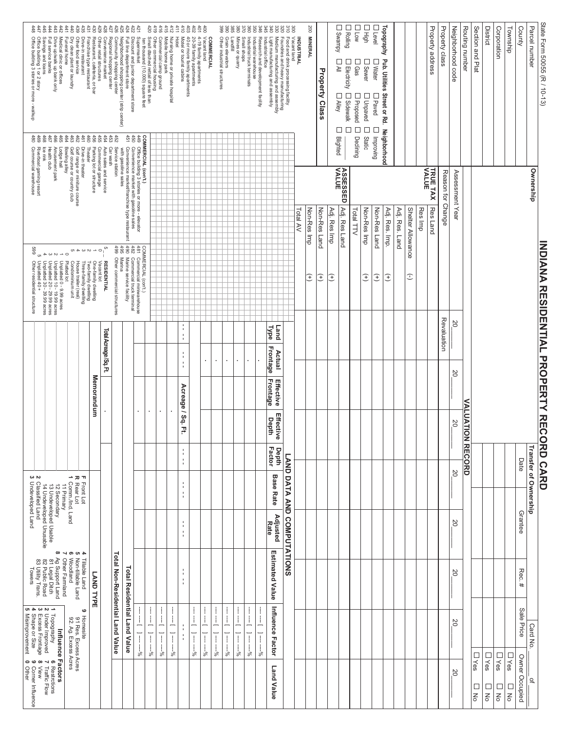# INDIANA RESIDENTIAL PROPERTY RECORD CARD

State Form 50055 (R / 10-13)

Card No. ____ of ____

| | |
|---|---|
| Parcel number | |
| County | |
| Township | |
| Corporation | |
| District | |
| Section and Plat | |
| Routing number | |
| Neighborhood code | |
| Property class | |
| Property address | |

**Ownership**

**Transfer of Ownership**

| Date | Grantee | Rec. # | Sale Price | Owner Occupied |
|---|---|---|---|---|
| | | | | ☐ Yes ☐ No |
| | | | | ☐ Yes ☐ No |
| | | | | ☐ Yes ☐ No |
| | | | | ☐ Yes ☐ No |

| Topography | Pub. Utilities | Street or Rd. | Neighborhood |
|---|---|---|---|
| ☐ Level | ☐ Water | ☐ Paved | ☐ Improving |
| ☐ High | ☐ Sewer | ☐ Unpaved | ☐ Static |
| ☐ Low | ☐ Gas | ☐ Proposed | ☐ Declining |
| ☐ Rolling | ☐ Electricity | ☐ Sidewalk | ☐ |
| ☐ Swampy | ☐ All | ☐ Alley | ☐ Blighted |

## VALUATION RECORD

| | | | | | | | |
|---|---|---|---|---|---|---|---|
| Assessment Year | | 20___ | 20___ | 20___ | 20___ | 20___ | 20___ |
| Reason for Change | | Revaluation | | | | | |
| **TRUE TAX VALUE** | Res Land | | | | | | |
| | Res Imp | | | | | | |
| | Shelter Allowance (-) | | | | | | |
| | Adj. Res. Land | | | | | | |
| | Adj. Res. Imp. (+) | | | | | | |
| | Non-Res Land (+) | | | | | | |
| | Non-Res Imp (+) | | | | | | |
| | Total TTV | | | | | | |
| **ASSESSED VALUE** | Adj. Res Land | | | | | | |
| | Adj. Res Imp (+) | | | | | | |
| | Non-Res Land (+) | | | | | | |
| | Non-Res Imp (+) | | | | | | |
| | Total AV | | | | | | |

## LAND DATA AND COMPUTATIONS

| Land Type | Actual Frontage | Effective Frontage | Effective Depth | Depth Factor | Base Rate | Adjusted Rate | Estimated Value | Influence Factor | Land Value |
|---|---|---|---|---|---|---|---|---|---|
| | | | | | | | | [ ] % | |
| | | | | | | | | [ ] % | |
| | | | | | | | | [ ] % | |
| | | | | | | | | [ ] % | |
| | | | | | | | | [ ] % | |
| | | Acreage / Sq. Ft. | | | | | | | |
| | | | | | | | | [ ] % | |
| | | | | | | | | [ ] % | |
| | | | | | | | | [ ] % | |
| | | | | | | | | [ ] % | |

Total Residential Land Value

Total Non-Residential Land Value

Total Acreage/Sq. Ft.

Memorandum

## LAND TYPE

F Front Lot
R Rear Lot
1 Comm./Ind. Land
11 Primary
12 Secondary
13 Undeveloped Usable
14 Undeveloped Unusable
2 Classified Land
3 Undeveloped Land
4 Tillable Land
5 Non-tillable Land
6 Woodland
7 Other Farmland
8 Ag Support Land
81 Legal Ditch
82 Public Road
83 Utility Trans. Towers
9 Homesite
91 Res. Excess Acres
92. Ag. Excess Acres

**Influence Factors**

1 Topography
2 Under Improved
3 Excess Frontage
4 Shape or Size
5 Misimprovement
6 Restrictions
7 Traffic Flow
8 View
9 Corner Influence
0 Other

## Property Class

200 **MINERAL**

**INDUSTRIAL**
300 Vacant land
310 Food and drink processing facility
320 Foundries and heavy manufacturing
330 Medium manufacturing and assembly
340 Light manufacturing and assembly
345 Industrial office
346 Research and development facility
350 Industrial warehouse
360 Industrial truck terminals
370 Small shops
380 Mines or quarry
385 Landfill
390 Grain elevators
399 Other industrial structures

**COMMERCIAL**
400 Vacant land
401 4-19 family apartments
402 20-39 family apartments
403 40 or more family apartments
410 Motel or tourist cabins
411 Hotel
412 Nursing home or private hospital
415 Mobile home park
416 Commercial camp ground
419 Other commercial housing
420 Small detached retail of less than ten thousand (10,000) square feet
421 Supermarket
422 Discount and junior department store
424 Full line department store
425 Neighborhood shopping center (strip center)
426 Community shopping center
427 Regional shopping center
428 Convenience market
429 Other retail structures
430 Restaurant, cafeteria, or bar
431 Franchise type restaurant
435 Drive-in restaurant
439 Other food service
440 Dry clean plant or laundry
441 Funeral home
442 Medical clinic or offices
443 Drive-up/walk up bank only
444 Full service banks
445 Savings and loans
447 Office building 1 or 2 story
448 Office building 3 stories or more - walkup

**COMMERCIAL (con't.)**
449 Office building 3 stories or more - elevator
450 Convenience market with gasoline sales
451 Convenience market/franchise type restaurant with gasoline sales
452 Service station
453 Car wash
454 Auto sales and service
455 Commercial garage
456 Parking lot or structure
460 Theater
461 Drive-in theater
462 Golf range or miniature course
463 Golf course or country club
464 Bowling alley
465 Lodge hall
466 Amusement park
467 Health club
468 Ice rink
469 Riverboat gaming resort
480 Commercial warehouse
481 Commercial miniwarehouse
482 Commercial truck terminal
490 Marine service facility
495 Marina
499 Other commercial structures

**RESIDENTIAL**
5_ _
0 Vacant lot
1 One-family dwelling
2 Two-family dwelling
3 Three-family dwelling
4 House trailer (real)
5 Condominium unit
0 Platted lot
1 Unplatted 0 - 9.99 acres
2 Unplatted 10 - 19.99 acres
3 Unplatted 20 - 29.99 acres
4 Unplatted 30 - 39.99 acres
5 Unplatted 40 +
599 Other residential structure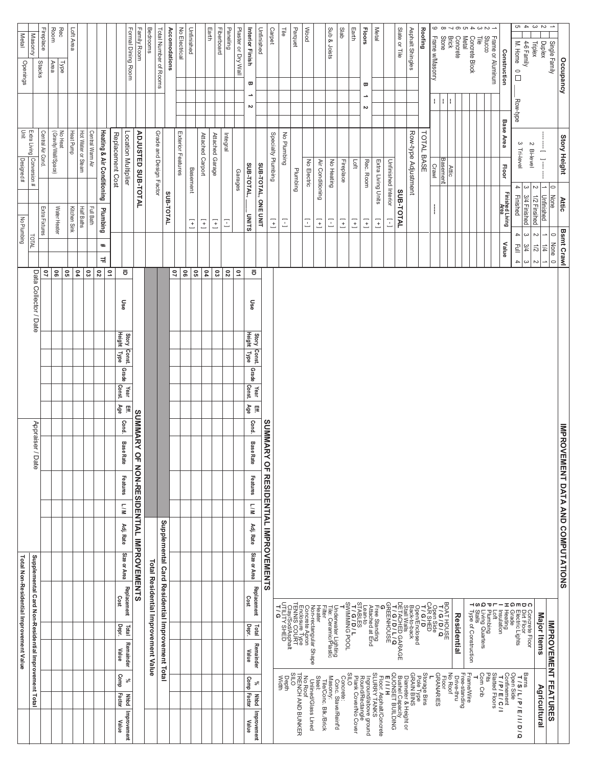# IMPROVEMENT DATA AND COMPUTATIONS

| Occupancy | Story Height | Attic | Bsmt Crawl |
|---|---|---|---|
| 1 Single Family | ----[ ]---- | 0 None | 0 None 0 |
| 2 Duplex | 2 Bi-level | 1 Unfinished | 1 1/4 1 |
| 3 Triplex | 3 Tri-level | 2 1/2 Finished | 2 1/2 2 |
| 4 4-6 Family | | 3 3/4 Finished | 3 3/4 3 |
| 5 M. Home 0 ☐ ____ Row-type | | 4 Finished | 4 Full 4 |

| Construction | | | Base Area | Floor | Finished Living Area | Value |
|---|---|---|---|---|---|---|
| 1 Frame or Aluminum | | | | | | |
| 2 Stucco | | | | | | |
| 3 Tile | | | | | | |
| 4 Concrete Block | | | | | | |
| 5 Metal | | | | | | |
| 6 Concrete | | | -- | | | |
| 7 Brick | | | -- | Attic | | |
| 8 Stone | | | -- | Basement | | |
| 9 Frame w/Masonry | | | -- | Crawl | ---- | |
| **Roofing** | | | TOTAL BASE | | | |
| Asphalt Shingles | | | Row-type Adjustment | | | |
| Slate or Tile | | | | | **SUB-TOTAL** | |
| | | | | Unfinished Interior | [ - ] | |
| Metal | | | | Extra Living Units | [ + ] | |
| **Floors** | **B** | **1 2** | | Rec. Room | [ + ] | |
| Earth | | | | Loft | [ + ] | |
| Slab | | | | Fireplace | [ + ] | |
| Sub & Joists | | | | No Heating | [ - ] | |
| | | | | Air Conditioning | [ + ] | |
| Wood | | | | No Electric | [ - ] | |
| Parquet | | | | Plumbing | | |
| Tile | | | No Plumbing | | [ - ] | |
| Carpet | | | Specialty Plumbing | | [ + ] | |
| Unfinished | | | | **SUB-TOTAL, ONE UNIT** | | |
| **Interior Finish** | **B** | **1 2** | | **SUB-TOTAL, ____ UNITS** | | |
| Plaster or Dry Wall | | | | Garages | | |
| Paneling | | | Integral | | [ - ] | |
| Fiberboard | | | Attached Garage | | [ + ] | |
| Earth | | | Attached Carport | | [ + ] | |
| Unfinished | | | | Basement | [ + ] | |
| No Electrical | | | Exterior Features | | | |
| **Accomodations** | | | | | | |
| Total Number of Rooms | | | | | **SUB-TOTAL** | |
| Bedrooms | | | Grade and Design Factor | | | |
| Family Room | | | **ADJUSTED SUB-TOTAL** | | | |
| Formal Dining Room | | | Location Multiplier | | | |
| | | | Replacement Cost | | | |

| | | | Heating & Air Conditioning | | Plumbing | # | TF |
|---|---|---|---|---|---|---|---|
| Loft Area | | | Central Warm Air | | Full Bath | | |
| | | | Hot Water or Steam | | Half Baths | | |
| Rec Room | Type | | Heat Pump | | Kitchen Sink | | |
| | Area | | No Heat (Gravity/Wall/Space) | | Water Heater | | |
| Fireplace | Stacks | | Central Air Cond. | | Extra Fixtures | | |
| Masonry | Openings | | Extra Living Unit | Conversion # | | TOTAL | |
| Metal | | | | Designed # | | No Plumbing | |

## IMPROVEMENT FEATURES

### Major Items

- **C** Concrete Floor
- **D** Dirt Floor
- **E** Electric Lights
- **G** Grade
- **H** Heating
- **I** Insulation
- **L** Loft
- **P** Plumbing
- **Q** Living Quarters
- **S** Stalls
- **T** Type of Construction

### Residential

BOAT HOUSE
**T / G / D / Q**
Open Side
CAR SHED
**T / G / D**
Open/Enclosed
Back-to-back
Stall Walls
DETACHED GARAGE
**T / G / D / L / Q**
GREENHOUSE
**G**
Free Standing
Attached at End
Lean-to
STABLES
**T / G / D / L**
SWIMMING POOL
**T**
Underwater Lighting
Tile: Ceramic/Plastic
Filter
Heater
Non-rectangular Shape
Concrete Apron
Enclosure Type
TENNIS COURT
Clay/Sod/Asphalt
UTILITY SHED
**T / G**

### Agricultural

Barns
**T / S / L / P / E / I / D / Q**
Open Side
Confinement
**T / P / E / C / I**
Slatted Floors
Pits
Corn Crib
**T**
Frame/Wire
Free-standing
Drive-thru
No Roof
Floor
GRANARIES
**L**
Storage Bins
Pole Type
GRAIN BINS
Diameter & Height or Bushel Capacity
QUONSET BUILDING
**E / I / H**
Floor, Asphalt/Concrete
SLURRY TANKS
Inground/above ground
Round/Rectangle
Plank Cover/No Cover
SILO
Concrete:
Conc. Stave/Reinf'd
Masonry:
Tile/Conc. Blk/Brick
Steel:
Unlined/Glass Lined
No Roof
TRENCH AND BUNKER SILO
Depth
Width

## SUMMARY OF RESIDENTIAL IMPROVEMENTS

| ID | Use | Story Height | Const. Type | Grade | Year Const. | Eff. Age | Cond. | Base Rate | Features | L/M | Adj. Rate | Size or Area | Replacement Cost | Total Depr. | Remainder Value | % Comp | Nbhd Factor | Improvement Value |
|---|---|---|---|---|---|---|---|---|---|---|---|---|---|---|---|---|---|---|
| 01 | | | | | | | | | | | | | | | | | | |
| 02 | | | | | | | | | | | | | | | | | | |
| 03 | | | | | | | | | | | | | | | | | | |
| 04 | | | | | | | | | | | | | | | | | | |
| 05 | | | | | | | | | | | | | | | | | | |
| 06 | | | | | | | | | | | | | | | | | | |
| 07 | | | | | | | | | | | | | | | | | | |

**Supplemental Card Residential Improvement Total**

**Total Residential Improvement Value**

## SUMMARY OF NON-RESIDENTIAL IMPROVEMENTS

| ID | Use | Story Height | Const. Type | Grade | Year Const. | Eff. Age | Cond. | Base Rate | Features | L/M | Adj. Rate | Size or Area | Replacement Cost | Total Depr. | Remainder Value | % Comp | Nbhd Factor | Improvement Value |
|---|---|---|---|---|---|---|---|---|---|---|---|---|---|---|---|---|---|---|
| 01 | | | | | | | | | | | | | | | | | | |
| 02 | | | | | | | | | | | | | | | | | | |
| 03 | | | | | | | | | | | | | | | | | | |
| 04 | | | | | | | | | | | | | | | | | | |
| 05 | | | | | | | | | | | | | | | | | | |
| 06 | | | | | | | | | | | | | | | | | | |
| 07 | | | | | | | | | | | | | | | | | | |

Data Collector / Date

Appraiser / Date

**Supplemental Card Non-Residential Improvement Total**

**Total Non-Residential Improvement Value**